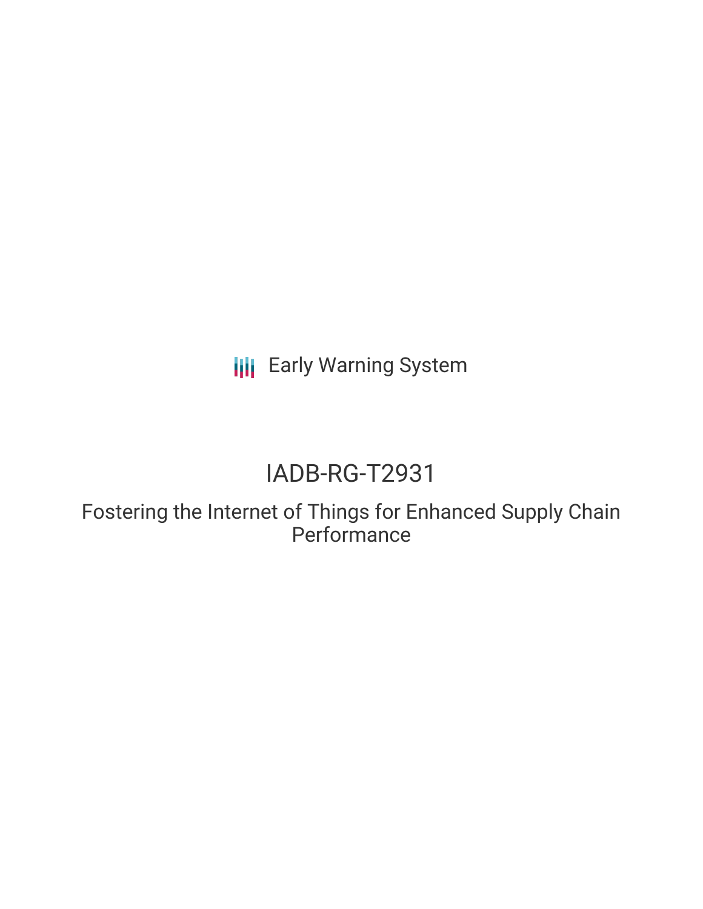Early Warning System

# IADB-RG-T2931

## Fostering the Internet of Things for Enhanced Supply Chain Performance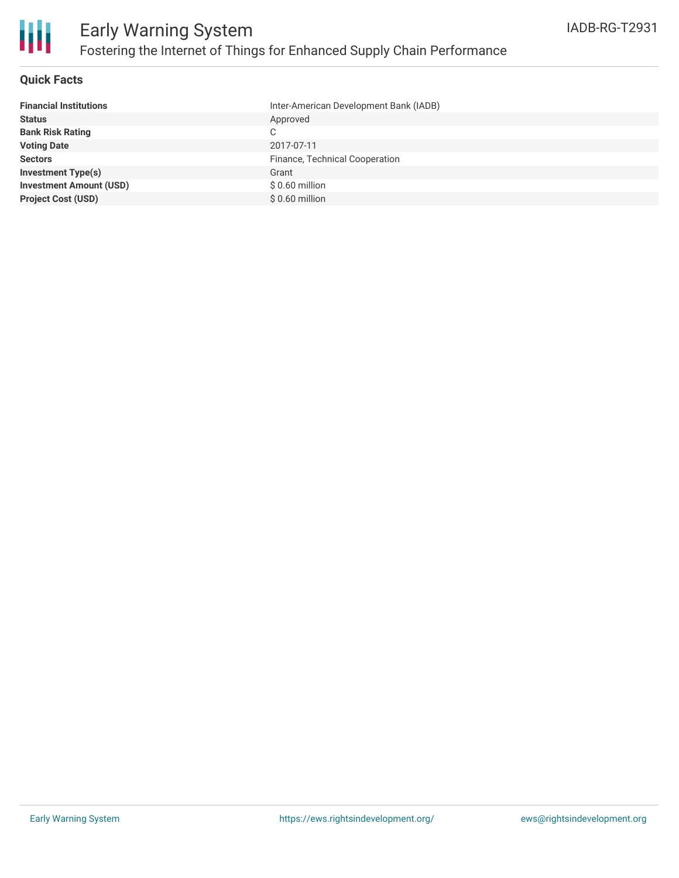# Early Warning System

## Fostering the Internet of Things for Enhanced Supply Chain Performance

IADB-RG-T2931

### Quick Facts

| | |
|---|---|
| **Financial Institutions** | Inter-American Development Bank (IADB) |
| **Status** | Approved |
| **Bank Risk Rating** | C |
| **Voting Date** | 2017-07-11 |
| **Sectors** | Finance, Technical Cooperation |
| **Investment Type(s)** | Grant |
| **Investment Amount (USD)** | $ 0.60 million |
| **Project Cost (USD)** | $ 0.60 million |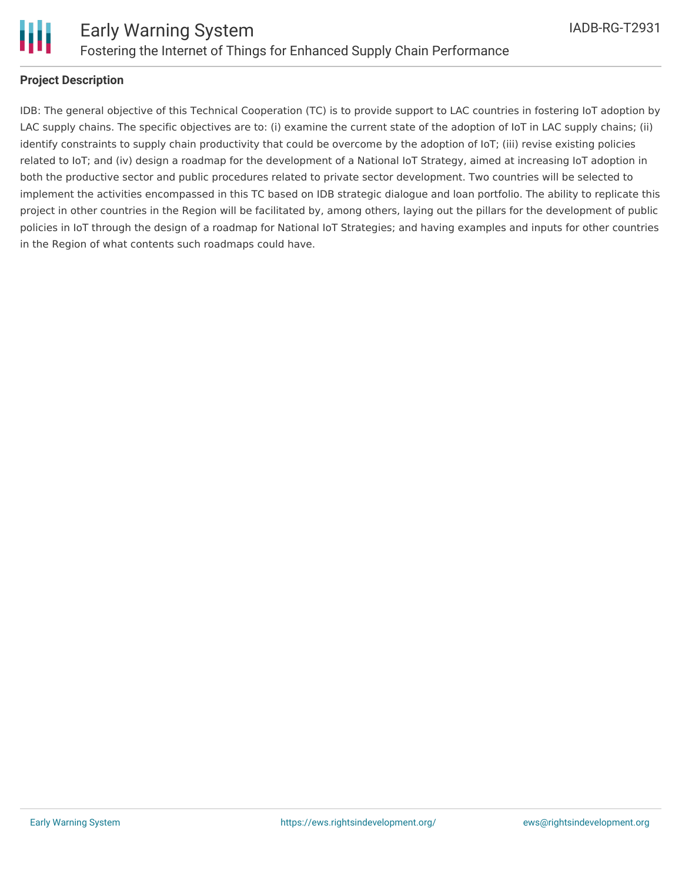**Project Description**

IDB: The general objective of this Technical Cooperation (TC) is to provide support to LAC countries in fostering IoT adoption by LAC supply chains. The specific objectives are to: (i) examine the current state of the adoption of IoT in LAC supply chains; (ii) identify constraints to supply chain productivity that could be overcome by the adoption of IoT; (iii) revise existing policies related to IoT; and (iv) design a roadmap for the development of a National IoT Strategy, aimed at increasing IoT adoption in both the productive sector and public procedures related to private sector development. Two countries will be selected to implement the activities encompassed in this TC based on IDB strategic dialogue and loan portfolio. The ability to replicate this project in other countries in the Region will be facilitated by, among others, laying out the pillars for the development of public policies in IoT through the design of a roadmap for National IoT Strategies; and having examples and inputs for other countries in the Region of what contents such roadmaps could have.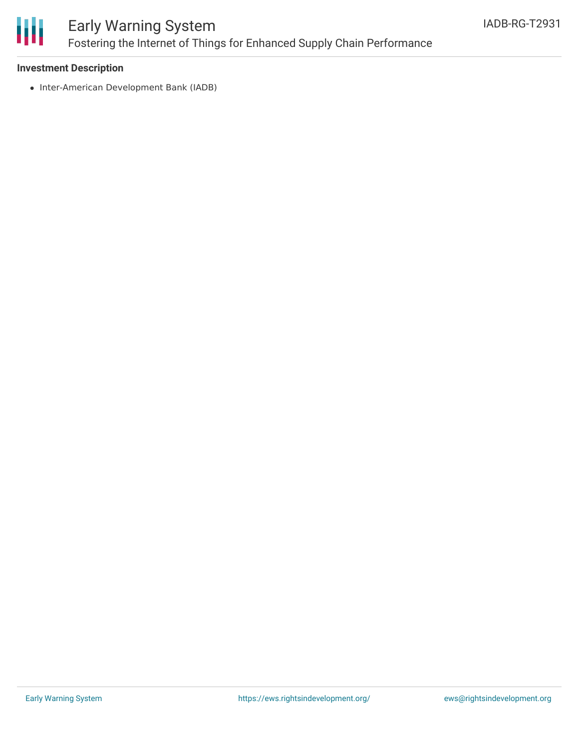## Investment Description

- Inter-American Development Bank (IADB)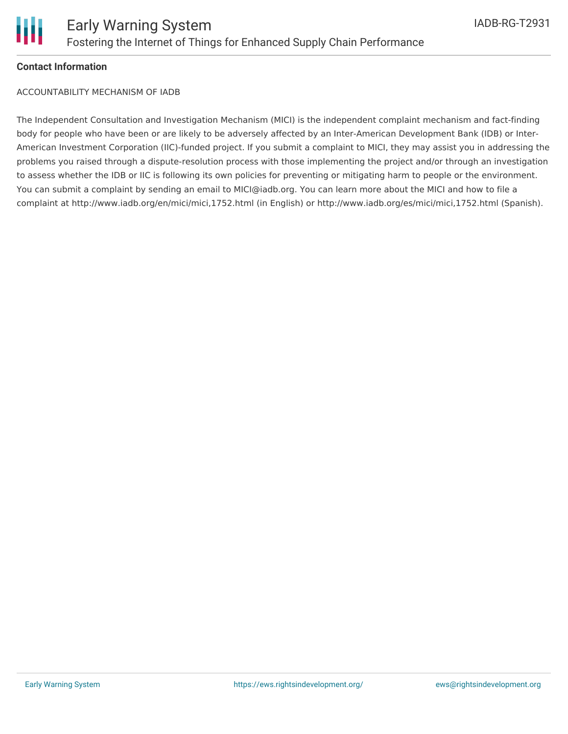**Contact Information**

ACCOUNTABILITY MECHANISM OF IADB

The Independent Consultation and Investigation Mechanism (MICI) is the independent complaint mechanism and fact-finding body for people who have been or are likely to be adversely affected by an Inter-American Development Bank (IDB) or Inter-American Investment Corporation (IIC)-funded project. If you submit a complaint to MICI, they may assist you in addressing the problems you raised through a dispute-resolution process with those implementing the project and/or through an investigation to assess whether the IDB or IIC is following its own policies for preventing or mitigating harm to people or the environment. You can submit a complaint by sending an email to MICI@iadb.org. You can learn more about the MICI and how to file a complaint at http://www.iadb.org/en/mici/mici,1752.html (in English) or http://www.iadb.org/es/mici/mici,1752.html (Spanish).